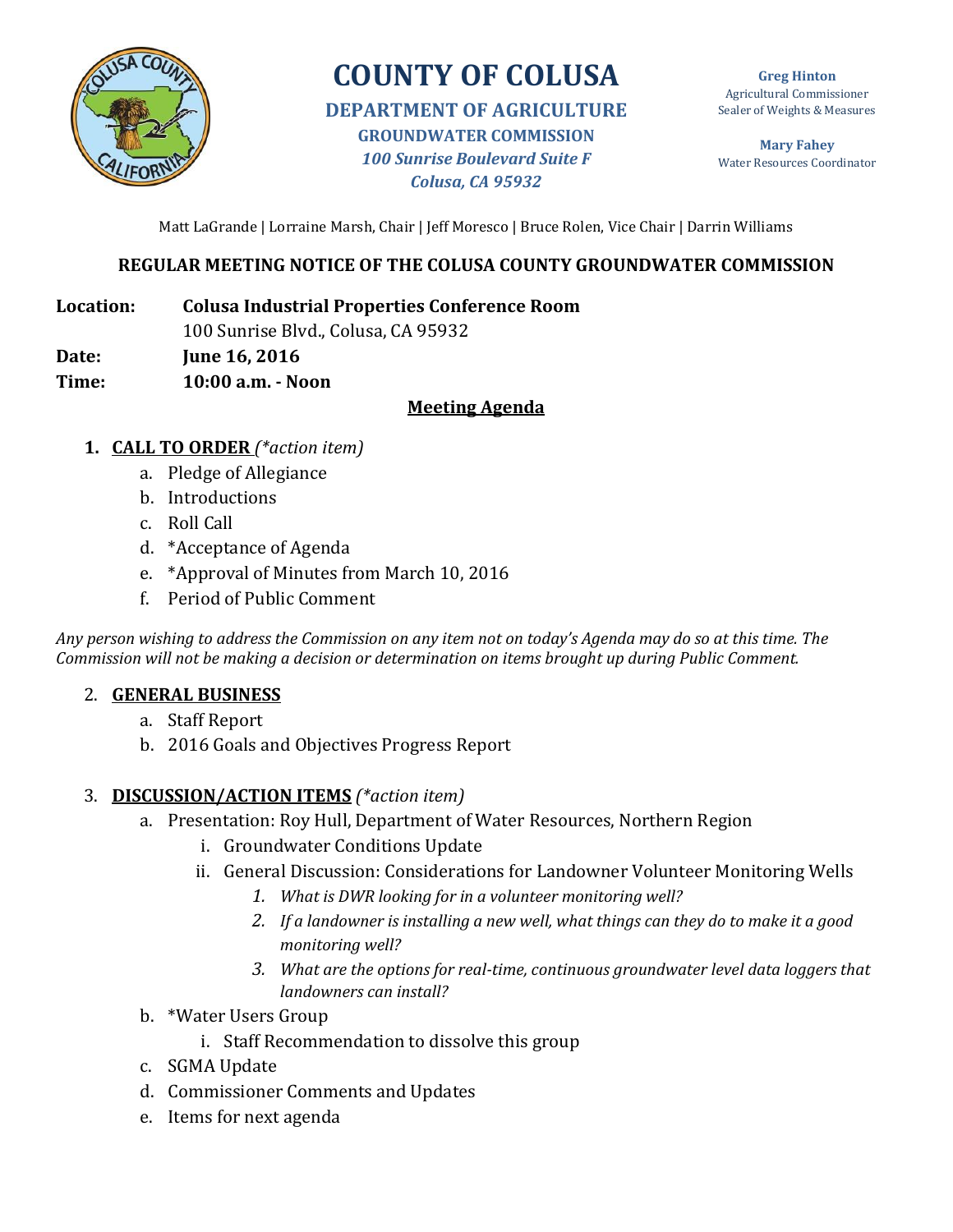# COUNTY OF COLUSA

**DEPARTMENT OF AGRICULTURE**

**GROUNDWATER COMMISSION**

***100 Sunrise Boulevard Suite F***

***Colusa, CA 95932***

**Greg Hinton**
Agricultural Commissioner
Sealer of Weights & Measures

**Mary Fahey**
Water Resources Coordinator

Matt LaGrande | Lorraine Marsh, Chair | Jeff Moresco | Bruce Rolen, Vice Chair | Darrin Williams

## REGULAR MEETING NOTICE OF THE COLUSA COUNTY GROUNDWATER COMMISSION

**Location:** **Colusa Industrial Properties Conference Room**
100 Sunrise Blvd., Colusa, CA 95932

**Date:** **June 16, 2016**

**Time:** **10:00 a.m. - Noon**

### Meeting Agenda

1. **CALL TO ORDER** *(*action item)*
   a. Pledge of Allegiance
   b. Introductions
   c. Roll Call
   d. *Acceptance of Agenda
   e. *Approval of Minutes from March 10, 2016
   f. Period of Public Comment

*Any person wishing to address the Commission on any item not on today's Agenda may do so at this time. The Commission will not be making a decision or determination on items brought up during Public Comment.*

2. **GENERAL BUSINESS**
   a. Staff Report
   b. 2016 Goals and Objectives Progress Report

3. **DISCUSSION/ACTION ITEMS** *(*action item)*
   a. Presentation: Roy Hull, Department of Water Resources, Northern Region
      i. Groundwater Conditions Update
      ii. General Discussion: Considerations for Landowner Volunteer Monitoring Wells
         1. *What is DWR looking for in a volunteer monitoring well?*
         2. *If a landowner is installing a new well, what things can they do to make it a good monitoring well?*
         3. *What are the options for real-time, continuous groundwater level data loggers that landowners can install?*
   b. *Water Users Group
      i. Staff Recommendation to dissolve this group
   c. SGMA Update
   d. Commissioner Comments and Updates
   e. Items for next agenda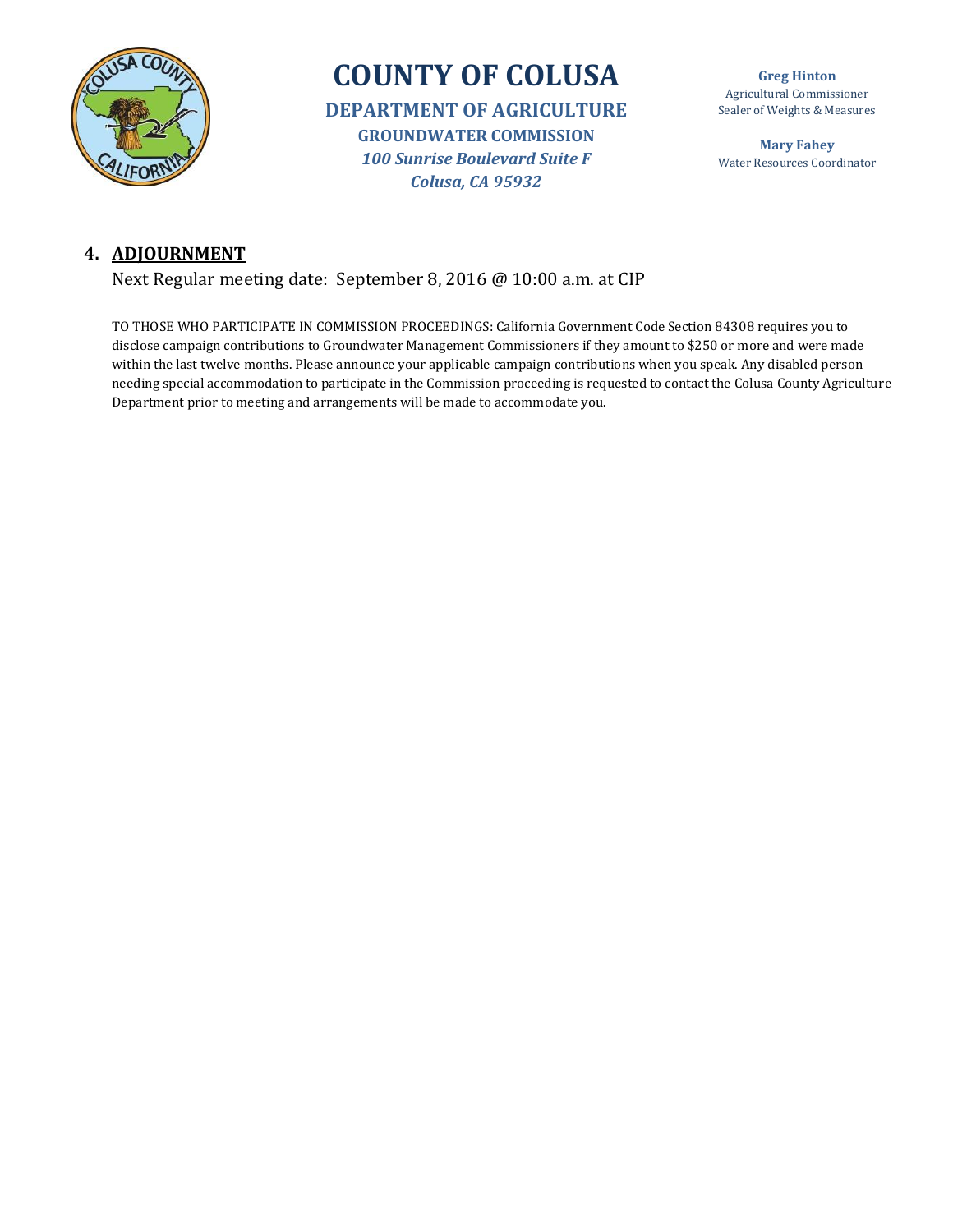# COUNTY OF COLUSA

**DEPARTMENT OF AGRICULTURE**
**GROUNDWATER COMMISSION**
***100 Sunrise Boulevard Suite F***
***Colusa, CA 95932***

**Greg Hinton**
Agricultural Commissioner
Sealer of Weights & Measures

**Mary Fahey**
Water Resources Coordinator

## 4. ADJOURNMENT

Next Regular meeting date: September 8, 2016 @ 10:00 a.m. at CIP

TO THOSE WHO PARTICIPATE IN COMMISSION PROCEEDINGS: California Government Code Section 84308 requires you to disclose campaign contributions to Groundwater Management Commissioners if they amount to $250 or more and were made within the last twelve months. Please announce your applicable campaign contributions when you speak. Any disabled person needing special accommodation to participate in the Commission proceeding is requested to contact the Colusa County Agriculture Department prior to meeting and arrangements will be made to accommodate you.